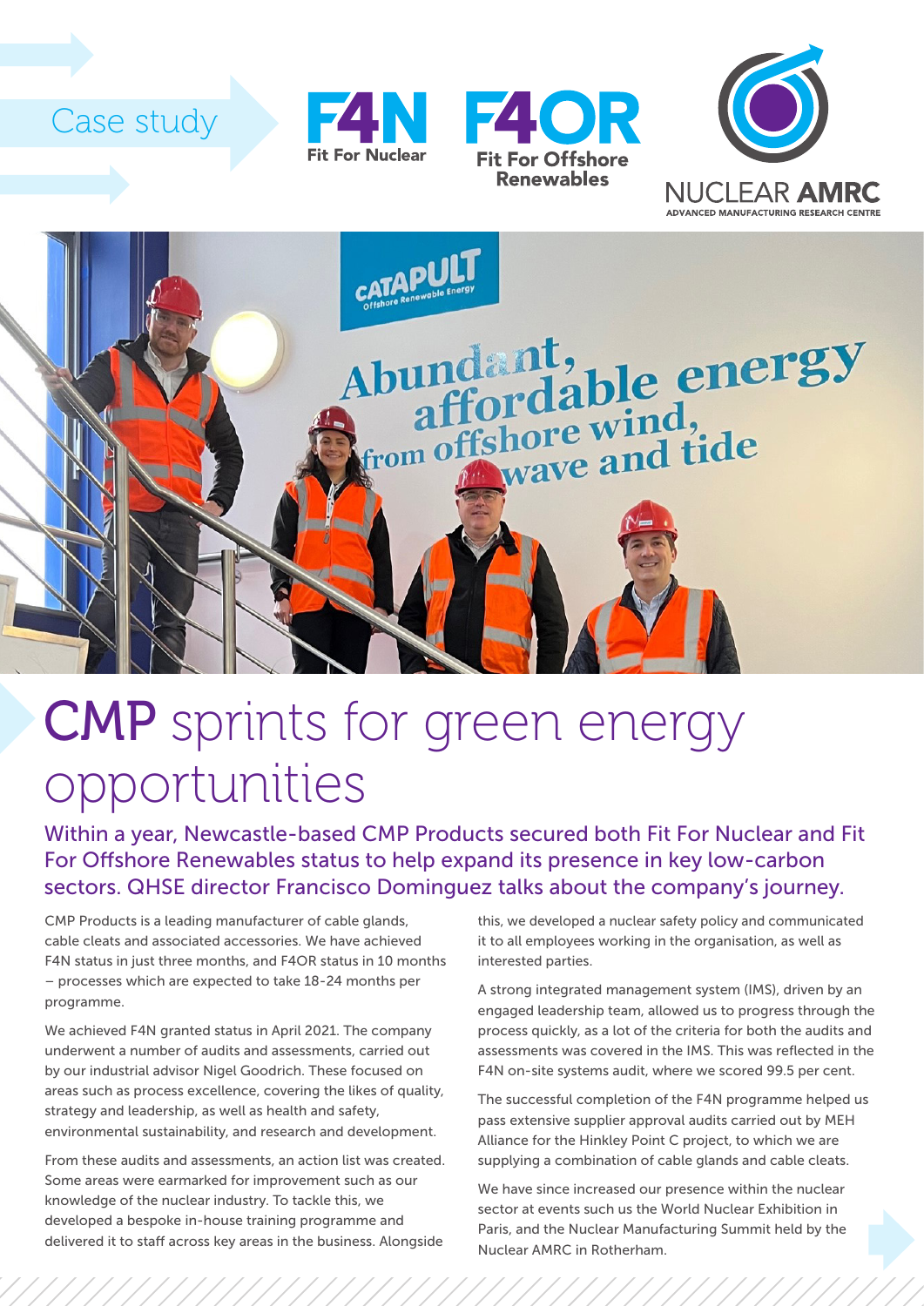Case study

F4N Fit For Nuclear

F4OR Fit For Offshore Renewables

NUCLEAR AMRC
ADVANCED MANUFACTURING RESEARCH CENTRE

# CMP sprints for green energy opportunities

## Within a year, Newcastle-based CMP Products secured both Fit For Nuclear and Fit For Offshore Renewables status to help expand its presence in key low-carbon sectors. QHSE director Francisco Dominguez talks about the company's journey.

CMP Products is a leading manufacturer of cable glands, cable cleats and associated accessories. We have achieved F4N status in just three months, and F4OR status in 10 months – processes which are expected to take 18-24 months per programme.

We achieved F4N granted status in April 2021. The company underwent a number of audits and assessments, carried out by our industrial advisor Nigel Goodrich. These focused on areas such as process excellence, covering the likes of quality, strategy and leadership, as well as health and safety, environmental sustainability, and research and development.

From these audits and assessments, an action list was created. Some areas were earmarked for improvement such as our knowledge of the nuclear industry. To tackle this, we developed a bespoke in-house training programme and delivered it to staff across key areas in the business. Alongside this, we developed a nuclear safety policy and communicated it to all employees working in the organisation, as well as interested parties.

A strong integrated management system (IMS), driven by an engaged leadership team, allowed us to progress through the process quickly, as a lot of the criteria for both the audits and assessments was covered in the IMS. This was reflected in the F4N on-site systems audit, where we scored 99.5 per cent.

The successful completion of the F4N programme helped us pass extensive supplier approval audits carried out by MEH Alliance for the Hinkley Point C project, to which we are supplying a combination of cable glands and cable cleats.

We have since increased our presence within the nuclear sector at events such us the World Nuclear Exhibition in Paris, and the Nuclear Manufacturing Summit held by the Nuclear AMRC in Rotherham.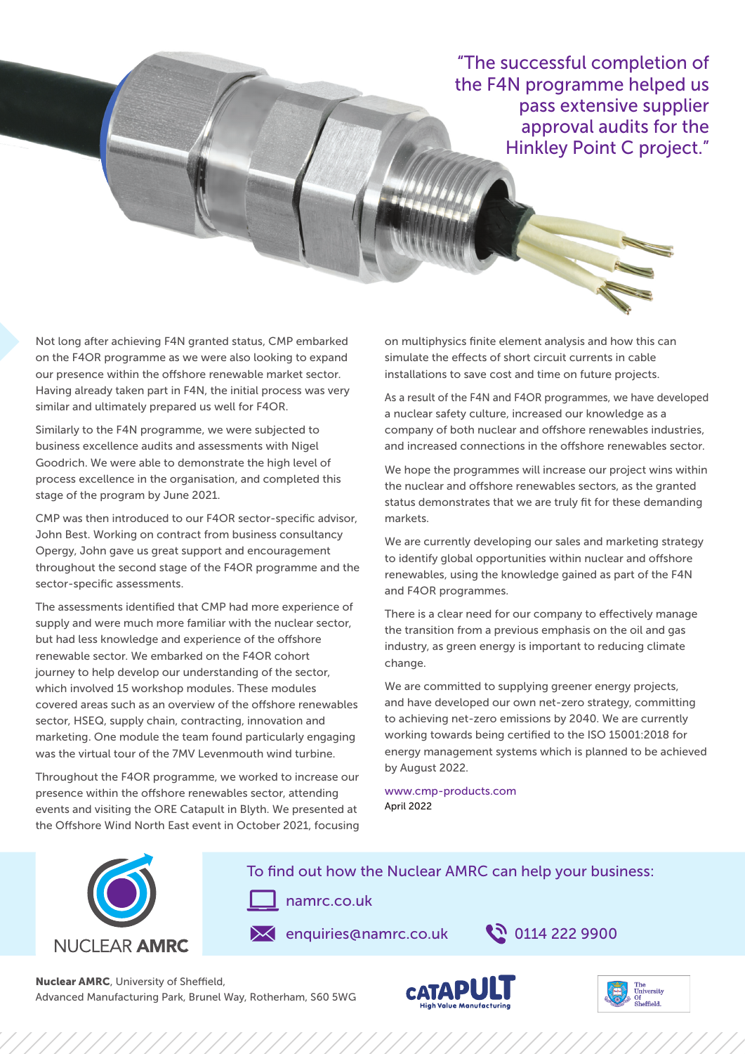"The successful completion of the F4N programme helped us pass extensive supplier approval audits for the Hinkley Point C project."

Not long after achieving F4N granted status, CMP embarked on the F4OR programme as we were also looking to expand our presence within the offshore renewable market sector. Having already taken part in F4N, the initial process was very similar and ultimately prepared us well for F4OR.

Similarly to the F4N programme, we were subjected to business excellence audits and assessments with Nigel Goodrich. We were able to demonstrate the high level of process excellence in the organisation, and completed this stage of the program by June 2021.

CMP was then introduced to our F4OR sector-specific advisor, John Best. Working on contract from business consultancy Opergy, John gave us great support and encouragement throughout the second stage of the F4OR programme and the sector-specific assessments.

The assessments identified that CMP had more experience of supply and were much more familiar with the nuclear sector, but had less knowledge and experience of the offshore renewable sector. We embarked on the F4OR cohort journey to help develop our understanding of the sector, which involved 15 workshop modules. These modules covered areas such as an overview of the offshore renewables sector, HSEQ, supply chain, contracting, innovation and marketing. One module the team found particularly engaging was the virtual tour of the 7MV Levenmouth wind turbine.

Throughout the F4OR programme, we worked to increase our presence within the offshore renewables sector, attending events and visiting the ORE Catapult in Blyth. We presented at the Offshore Wind North East event in October 2021, focusing on multiphysics finite element analysis and how this can simulate the effects of short circuit currents in cable installations to save cost and time on future projects.

As a result of the F4N and F4OR programmes, we have developed a nuclear safety culture, increased our knowledge as a company of both nuclear and offshore renewables industries, and increased connections in the offshore renewables sector.

We hope the programmes will increase our project wins within the nuclear and offshore renewables sectors, as the granted status demonstrates that we are truly fit for these demanding markets.

We are currently developing our sales and marketing strategy to identify global opportunities within nuclear and offshore renewables, using the knowledge gained as part of the F4N and F4OR programmes.

There is a clear need for our company to effectively manage the transition from a previous emphasis on the oil and gas industry, as green energy is important to reducing climate change.

We are committed to supplying greener energy projects, and have developed our own net-zero strategy, committing to achieving net-zero emissions by 2040. We are currently working towards being certified to the ISO 15001:2018 for energy management systems which is planned to be achieved by August 2022.

www.cmp-products.com

April 2022

NUCLEAR **AMRC**

To find out how the Nuclear AMRC can help your business:

namrc.co.uk

enquiries@namrc.co.uk

0114 222 9900

**Nuclear AMRC**, University of Sheffield,
Advanced Manufacturing Park, Brunel Way, Rotherham, S60 5WG

CATAPULT High Value Manufacturing

The University Of Sheffield.